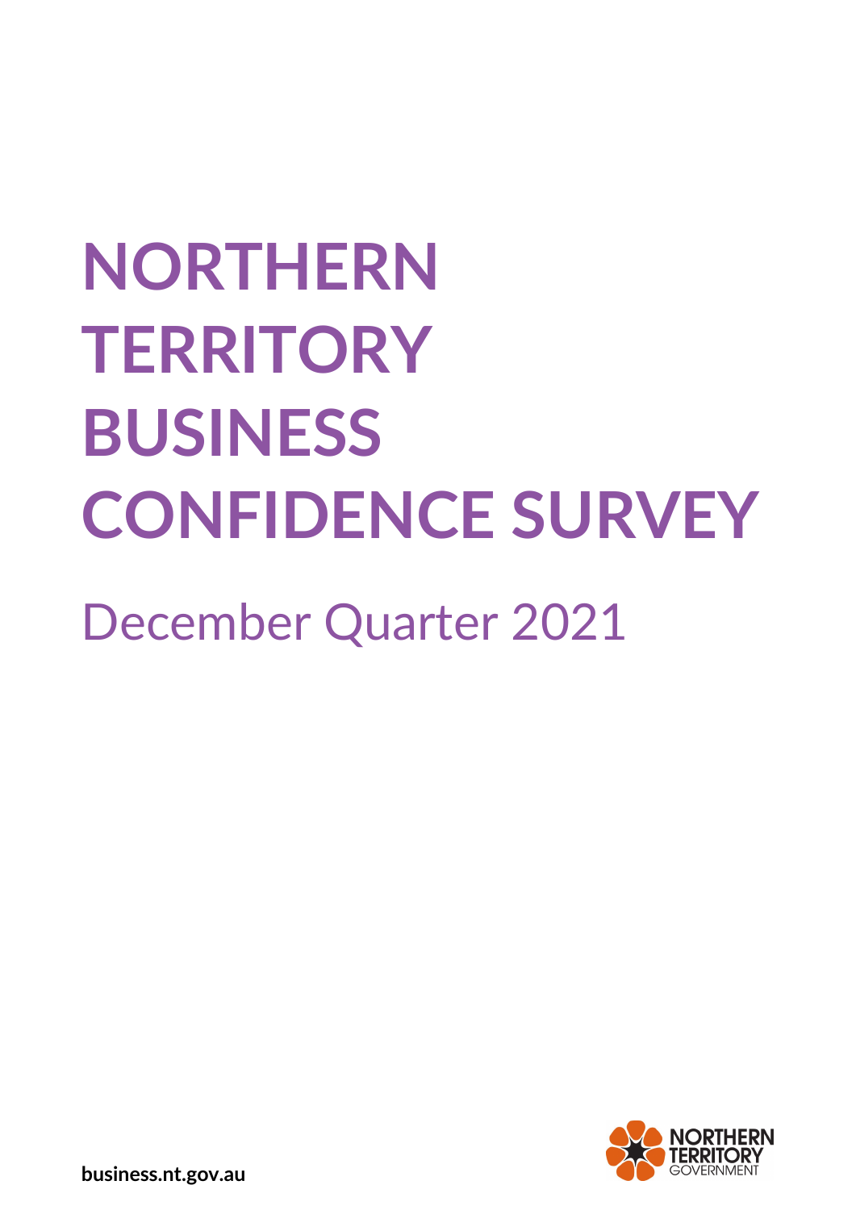# NORTHERN TERRITORY BUSINESS CONFIDENCE SURVEY

## December Quarter 2021

business.nt.gov.au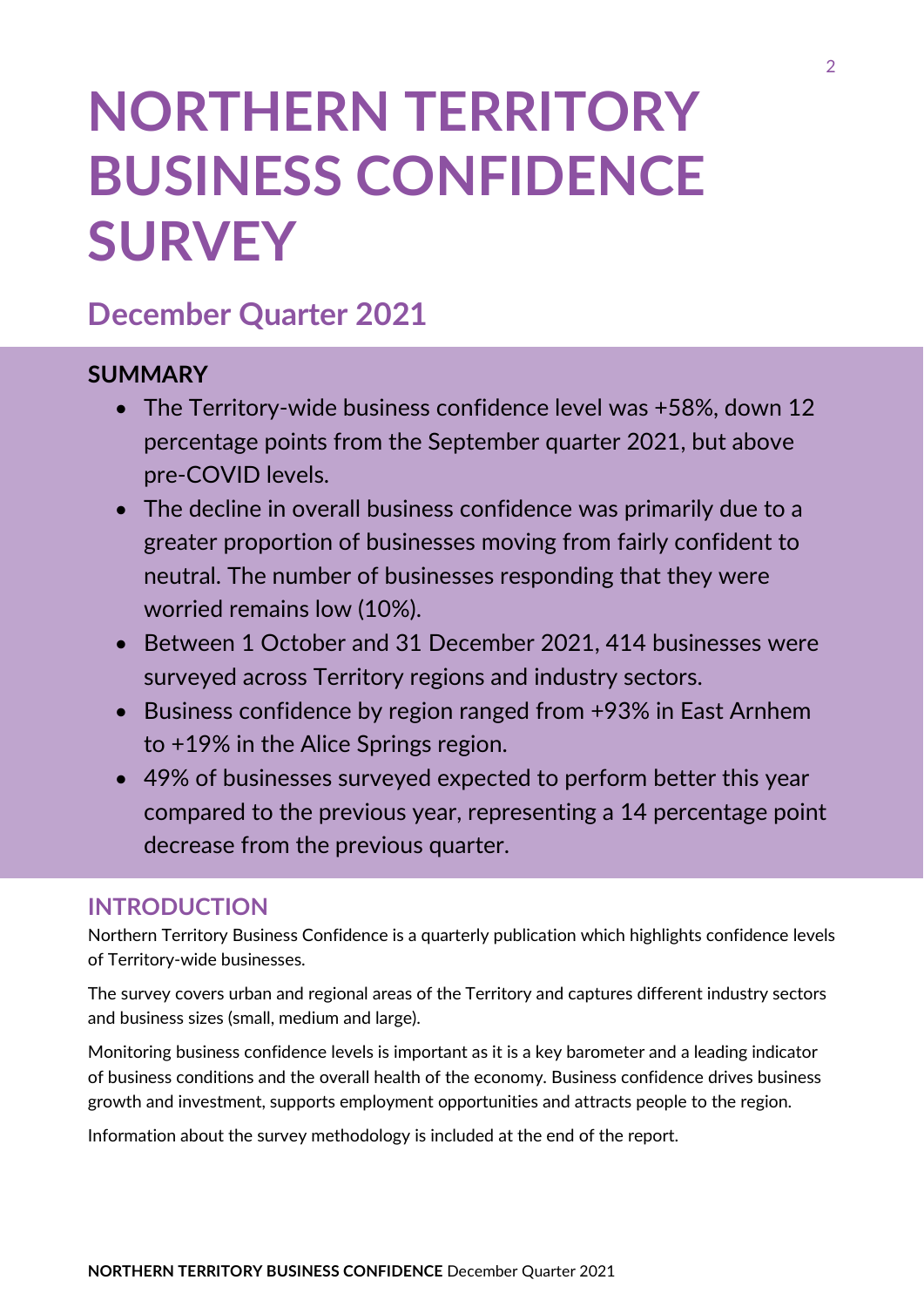# NORTHERN TERRITORY BUSINESS CONFIDENCE SURVEY

## December Quarter 2021

### SUMMARY

- The Territory-wide business confidence level was +58%, down 12 percentage points from the September quarter 2021, but above pre-COVID levels.
- The decline in overall business confidence was primarily due to a greater proportion of businesses moving from fairly confident to neutral. The number of businesses responding that they were worried remains low (10%).
- Between 1 October and 31 December 2021, 414 businesses were surveyed across Territory regions and industry sectors.
- Business confidence by region ranged from +93% in East Arnhem to +19% in the Alice Springs region.
- 49% of businesses surveyed expected to perform better this year compared to the previous year, representing a 14 percentage point decrease from the previous quarter.

### INTRODUCTION

Northern Territory Business Confidence is a quarterly publication which highlights confidence levels of Territory-wide businesses.

The survey covers urban and regional areas of the Territory and captures different industry sectors and business sizes (small, medium and large).

Monitoring business confidence levels is important as it is a key barometer and a leading indicator of business conditions and the overall health of the economy. Business confidence drives business growth and investment, supports employment opportunities and attracts people to the region.

Information about the survey methodology is included at the end of the report.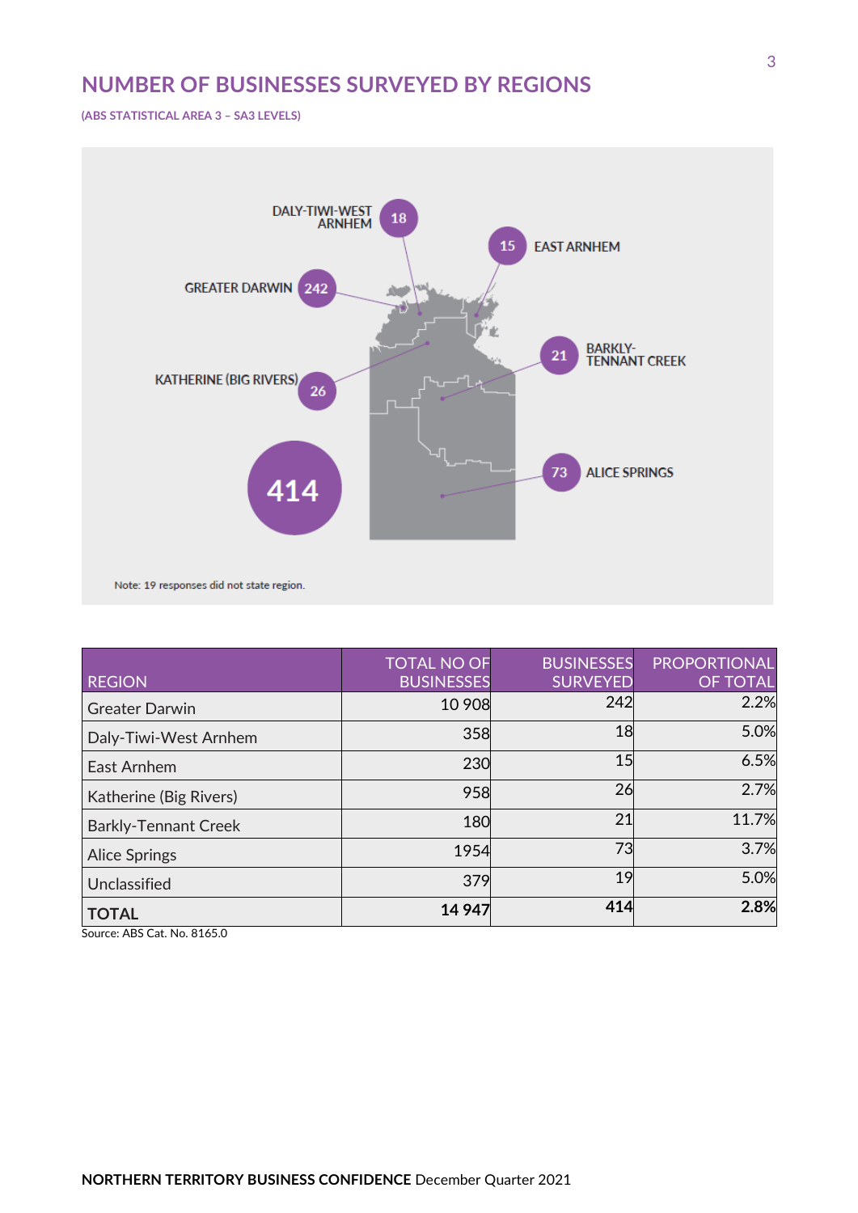## NUMBER OF BUSINESSES SURVEYED BY REGIONS

(ABS STATISTICAL AREA 3 – SA3 LEVELS)

DALY-TIWI-WEST ARNHEM 18

EAST ARNHEM 15

GREATER DARWIN 242

BARKLY-TENNANT CREEK 21

KATHERINE (BIG RIVERS) 26

ALICE SPRINGS 73

414

Note: 19 responses did not state region.

| REGION | TOTAL NO OF BUSINESSES | BUSINESSES SURVEYED | PROPORTIONAL OF TOTAL |
|---|---|---|---|
| Greater Darwin | 10 908 | 242 | 2.2% |
| Daly-Tiwi-West Arnhem | 358 | 18 | 5.0% |
| East Arnhem | 230 | 15 | 6.5% |
| Katherine (Big Rivers) | 958 | 26 | 2.7% |
| Barkly-Tennant Creek | 180 | 21 | 11.7% |
| Alice Springs | 1954 | 73 | 3.7% |
| Unclassified | 379 | 19 | 5.0% |
| **TOTAL** | **14 947** | **414** | **2.8%** |

Source: ABS Cat. No. 8165.0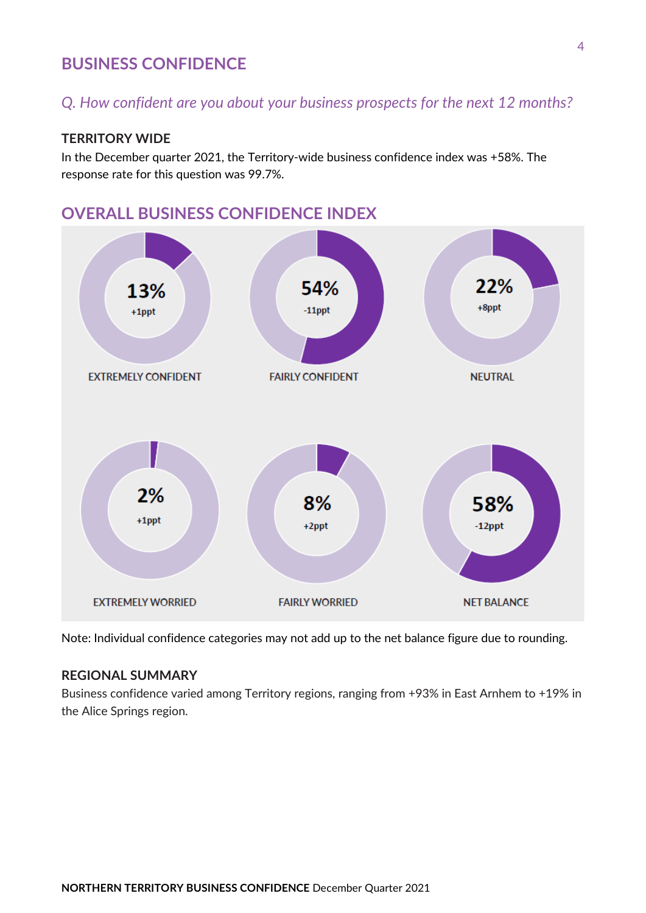# BUSINESS CONFIDENCE

*Q. How confident are you about your business prospects for the next 12 months?*

### TERRITORY WIDE

In the December quarter 2021, the Territory-wide business confidence index was +58%. The response rate for this question was 99.7%.

## OVERALL BUSINESS CONFIDENCE INDEX

| Category | Share | Change |
|---|---|---|
| EXTREMELY CONFIDENT | 13% | +1ppt |
| FAIRLY CONFIDENT | 54% | -11ppt |
| NEUTRAL | 22% | +8ppt |
| EXTREMELY WORRIED | 2% | +1ppt |
| FAIRLY WORRIED | 8% | +2ppt |
| NET BALANCE | 58% | -12ppt |

Note: Individual confidence categories may not add up to the net balance figure due to rounding.

### REGIONAL SUMMARY

Business confidence varied among Territory regions, ranging from +93% in East Arnhem to +19% in the Alice Springs region.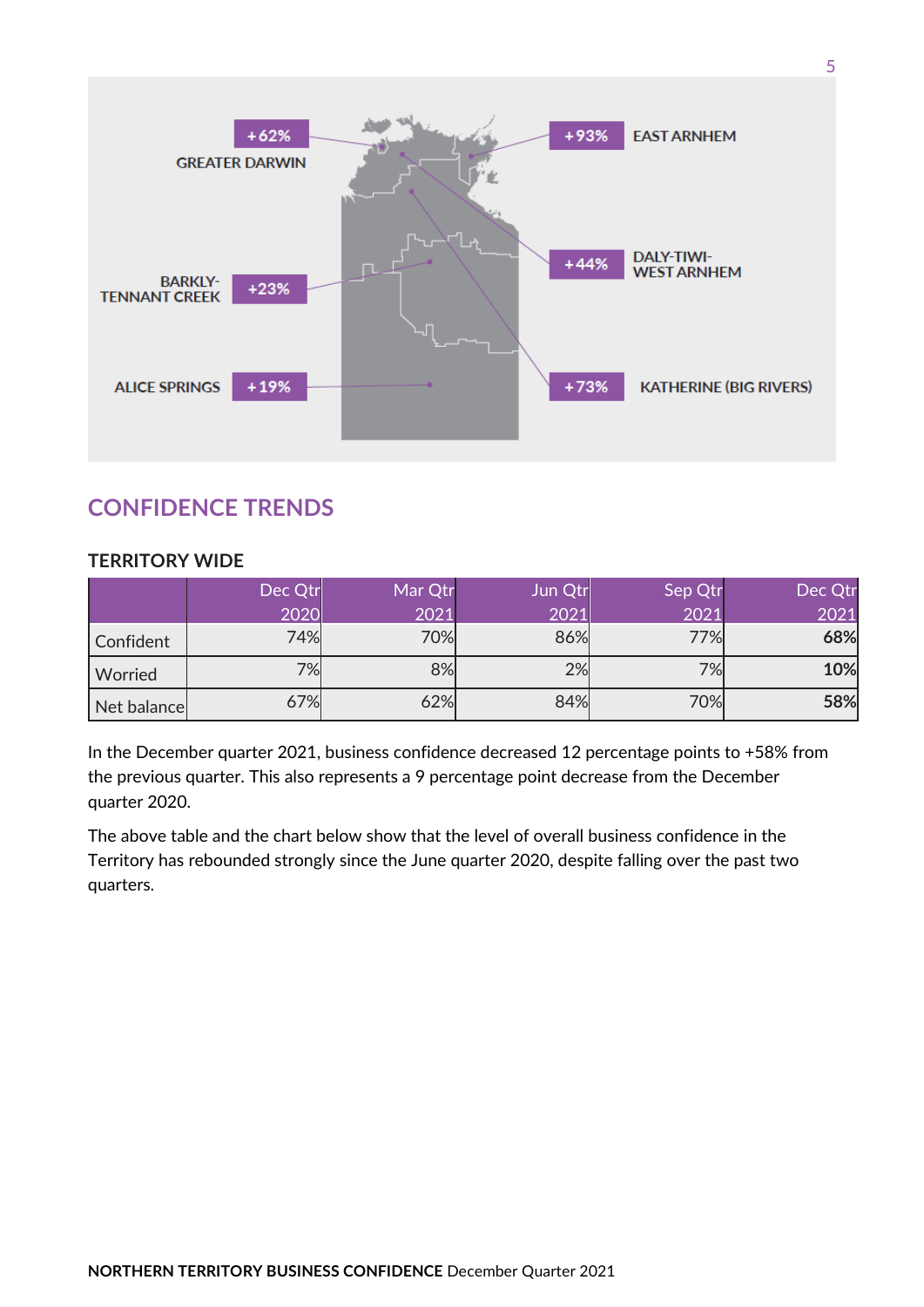+62% GREATER DARWIN

+93% EAST ARNHEM

+44% DALY-TIWI-WEST ARNHEM

+23% BARKLY-TENNANT CREEK

+19% ALICE SPRINGS

+73% KATHERINE (BIG RIVERS)

## CONFIDENCE TRENDS

### TERRITORY WIDE

| | Dec Qtr 2020 | Mar Qtr 2021 | Jun Qtr 2021 | Sep Qtr 2021 | Dec Qtr 2021 |
|---|---|---|---|---|---|
| Confident | 74% | 70% | 86% | 77% | **68%** |
| Worried | 7% | 8% | 2% | 7% | **10%** |
| Net balance | 67% | 62% | 84% | 70% | **58%** |

In the December quarter 2021, business confidence decreased 12 percentage points to +58% from the previous quarter. This also represents a 9 percentage point decrease from the December quarter 2020.

The above table and the chart below show that the level of overall business confidence in the Territory has rebounded strongly since the June quarter 2020, despite falling over the past two quarters.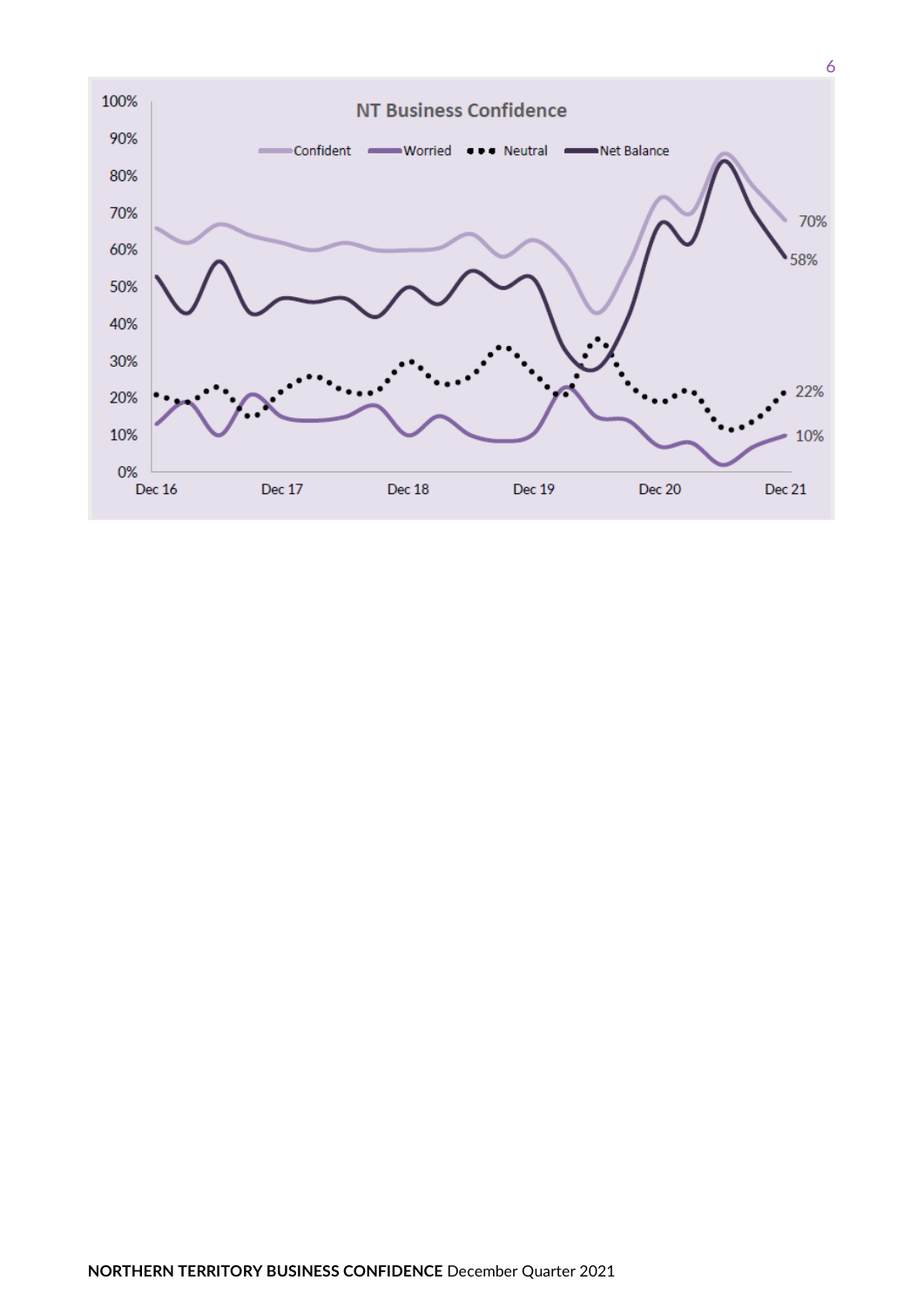NT Business Confidence

Confident | Worried | Neutral | Net Balance

100%
90%
80%
70%
60%
50%
40%
30%
20%
10%
0%

Dec 16 | Dec 17 | Dec 18 | Dec 19 | Dec 20 | Dec 21

70%
58%
22%
10%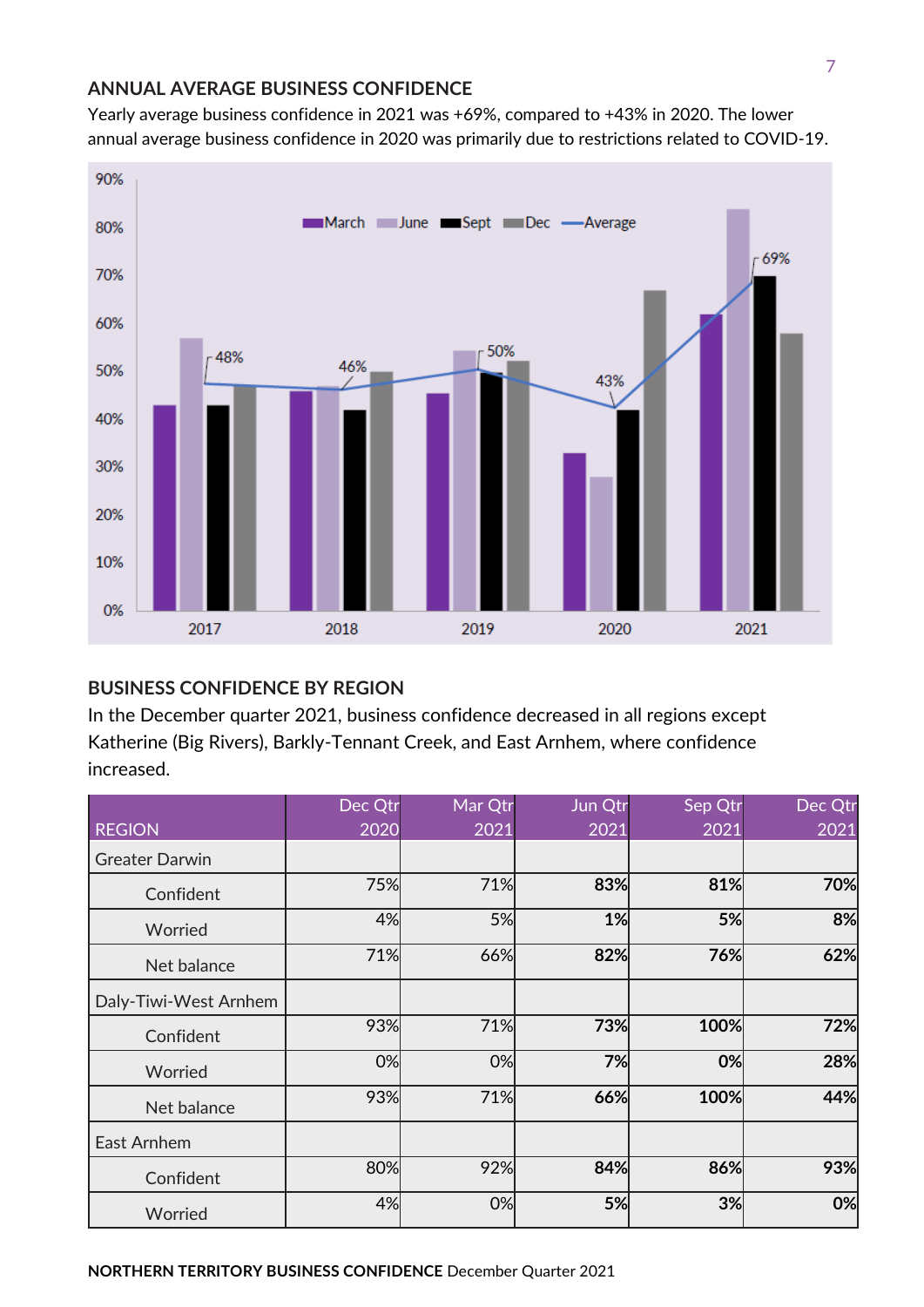## ANNUAL AVERAGE BUSINESS CONFIDENCE

Yearly average business confidence in 2021 was +69%, compared to +43% in 2020. The lower annual average business confidence in 2020 was primarily due to restrictions related to COVID-19.

## BUSINESS CONFIDENCE BY REGION

In the December quarter 2021, business confidence decreased in all regions except Katherine (Big Rivers), Barkly-Tennant Creek, and East Arnhem, where confidence increased.

| REGION | Dec Qtr 2020 | Mar Qtr 2021 | Jun Qtr 2021 | Sep Qtr 2021 | Dec Qtr 2021 |
|---|---|---|---|---|---|
| Greater Darwin | | | | | |
| Confident | 75% | 71% | **83%** | **81%** | **70%** |
| Worried | 4% | 5% | **1%** | **5%** | **8%** |
| Net balance | 71% | 66% | **82%** | **76%** | **62%** |
| Daly-Tiwi-West Arnhem | | | | | |
| Confident | 93% | 71% | **73%** | **100%** | **72%** |
| Worried | 0% | 0% | **7%** | **0%** | **28%** |
| Net balance | 93% | 71% | **66%** | **100%** | **44%** |
| East Arnhem | | | | | |
| Confident | 80% | 92% | **84%** | **86%** | **93%** |
| Worried | 4% | 0% | **5%** | **3%** | **0%** |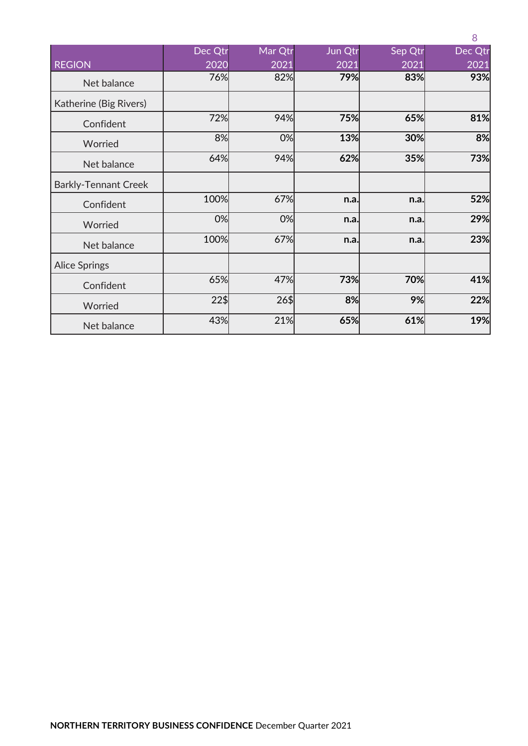| REGION | Dec Qtr 2020 | Mar Qtr 2021 | Jun Qtr 2021 | Sep Qtr 2021 | Dec Qtr 2021 |
|---|---|---|---|---|---|
| Net balance | 76% | 82% | **79%** | **83%** | **93%** |
| Katherine (Big Rivers) | | | | | |
| Confident | 72% | 94% | **75%** | **65%** | **81%** |
| Worried | 8% | 0% | **13%** | **30%** | **8%** |
| Net balance | 64% | 94% | **62%** | **35%** | **73%** |
| Barkly-Tennant Creek | | | | | |
| Confident | 100% | 67% | **n.a.** | **n.a.** | **52%** |
| Worried | 0% | 0% | **n.a.** | **n.a.** | **29%** |
| Net balance | 100% | 67% | **n.a.** | **n.a.** | **23%** |
| Alice Springs | | | | | |
| Confident | 65% | 47% | **73%** | **70%** | **41%** |
| Worried | 22$ | 26$ | **8%** | **9%** | **22%** |
| Net balance | 43% | 21% | **65%** | **61%** | **19%** |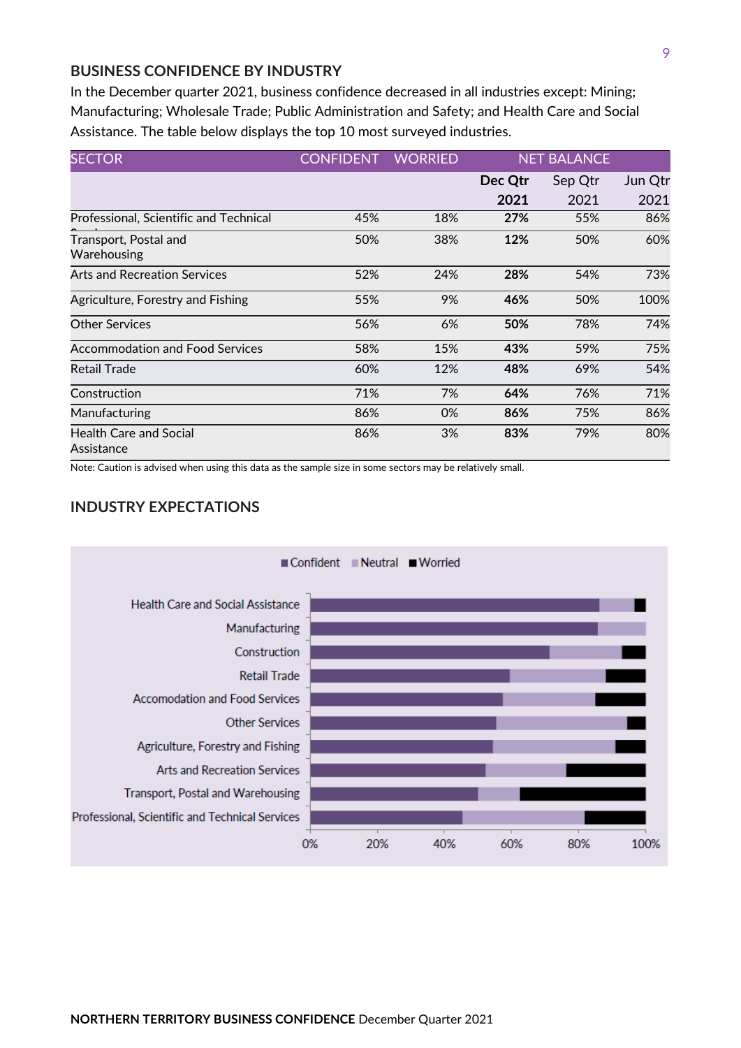## BUSINESS CONFIDENCE BY INDUSTRY

In the December quarter 2021, business confidence decreased in all industries except: Mining; Manufacturing; Wholesale Trade; Public Administration and Safety; and Health Care and Social Assistance. The table below displays the top 10 most surveyed industries.

| SECTOR | CONFIDENT | WORRIED | NET BALANCE | | |
|---|---|---|---|---|---|
| | | | **Dec Qtr 2021** | Sep Qtr 2021 | Jun Qtr 2021 |
| Professional, Scientific and Technical Services | 45% | 18% | **27%** | 55% | 86% |
| Transport, Postal and Warehousing | 50% | 38% | **12%** | 50% | 60% |
| Arts and Recreation Services | 52% | 24% | **28%** | 54% | 73% |
| Agriculture, Forestry and Fishing | 55% | 9% | **46%** | 50% | 100% |
| Other Services | 56% | 6% | **50%** | 78% | 74% |
| Accommodation and Food Services | 58% | 15% | **43%** | 59% | 75% |
| Retail Trade | 60% | 12% | **48%** | 69% | 54% |
| Construction | 71% | 7% | **64%** | 76% | 71% |
| Manufacturing | 86% | 0% | **86%** | 75% | 86% |
| Health Care and Social Assistance | 86% | 3% | **83%** | 79% | 80% |

Note: Caution is advised when using this data as the sample size in some sectors may be relatively small.

## INDUSTRY EXPECTATIONS

Legend: Confident, Neutral, Worried

Categories: Health Care and Social Assistance; Manufacturing; Construction; Retail Trade; Accomodation and Food Services; Other Services; Agriculture, Forestry and Fishing; Arts and Recreation Services; Transport, Postal and Warehousing; Professional, Scientific and Technical Services

Axis: 0%, 20%, 40%, 60%, 80%, 100%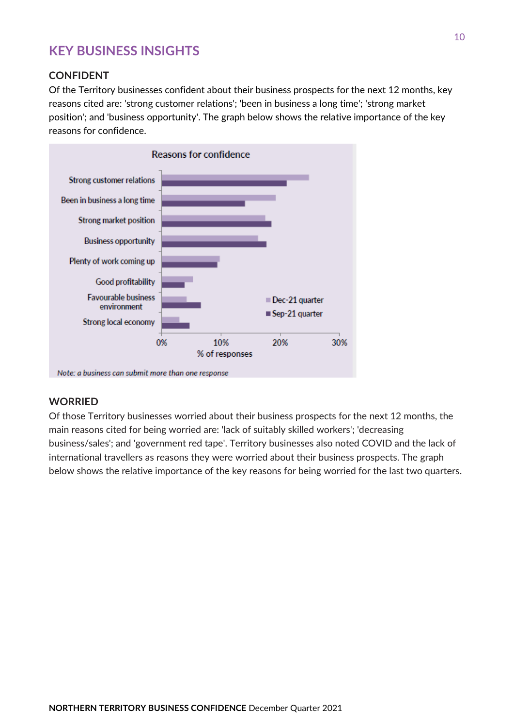## KEY BUSINESS INSIGHTS

### CONFIDENT

Of the Territory businesses confident about their business prospects for the next 12 months, key reasons cited are: 'strong customer relations'; 'been in business a long time'; 'strong market position'; and 'business opportunity'. The graph below shows the relative importance of the key reasons for confidence.

Reasons for confidence

Strong customer relations
Been in business a long time
Strong market position
Business opportunity
Plenty of work coming up
Good profitability
Favourable business environment
Strong local economy

0% 10% 20% 30%
% of responses

Dec-21 quarter
Sep-21 quarter

*Note: a business can submit more than one response*

### WORRIED

Of those Territory businesses worried about their business prospects for the next 12 months, the main reasons cited for being worried are: 'lack of suitably skilled workers'; 'decreasing business/sales'; and 'government red tape'. Territory businesses also noted COVID and the lack of international travellers as reasons they were worried about their business prospects. The graph below shows the relative importance of the key reasons for being worried for the last two quarters.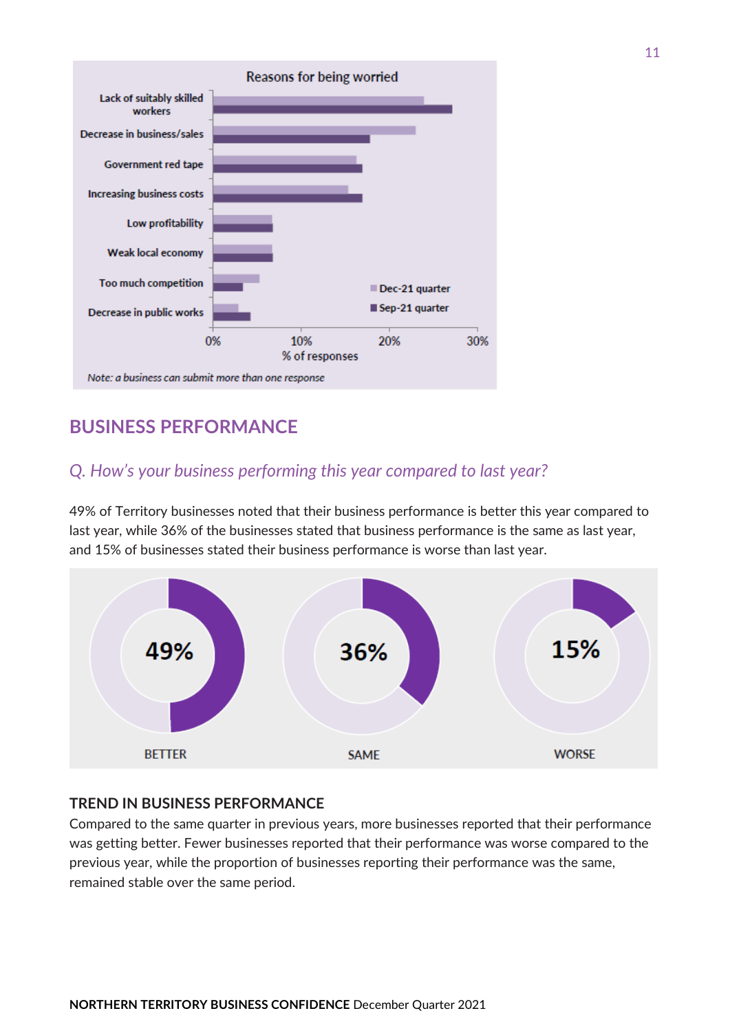Reasons for being worried

| Reason | Dec-21 quarter | Sep-21 quarter |
|---|---|---|
| Lack of suitably skilled workers | | |
| Decrease in business/sales | | |
| Government red tape | | |
| Increasing business costs | | |
| Low profitability | | |
| Weak local economy | | |
| Too much competition | | |
| Decrease in public works | | |

% of responses (0%, 10%, 20%, 30%)

*Note: a business can submit more than one response*

## BUSINESS PERFORMANCE

### *Q. How's your business performing this year compared to last year?*

49% of Territory businesses noted that their business performance is better this year compared to last year, while 36% of the businesses stated that business performance is the same as last year, and 15% of businesses stated their business performance is worse than last year.

| BETTER | SAME | WORSE |
|---|---|---|
| 49% | 36% | 15% |

### TREND IN BUSINESS PERFORMANCE

Compared to the same quarter in previous years, more businesses reported that their performance was getting better. Fewer businesses reported that their performance was worse compared to the previous year, while the proportion of businesses reporting their performance was the same, remained stable over the same period.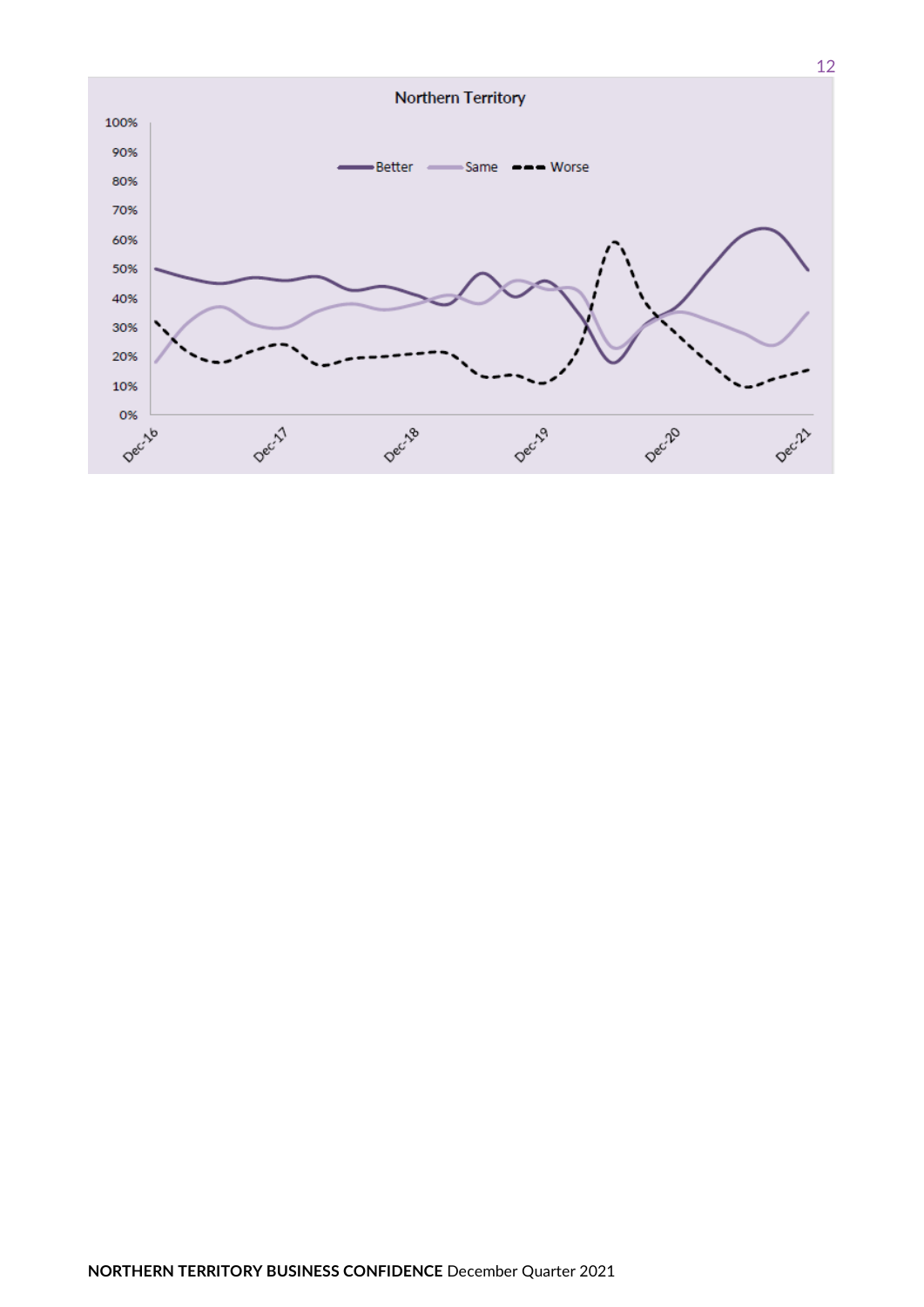**Northern Territory**

Legend: Better, Same, Worse

Y-axis: 0%, 10%, 20%, 30%, 40%, 50%, 60%, 70%, 80%, 90%, 100%

X-axis: Dec-16, Dec-17, Dec-18, Dec-19, Dec-20, Dec-21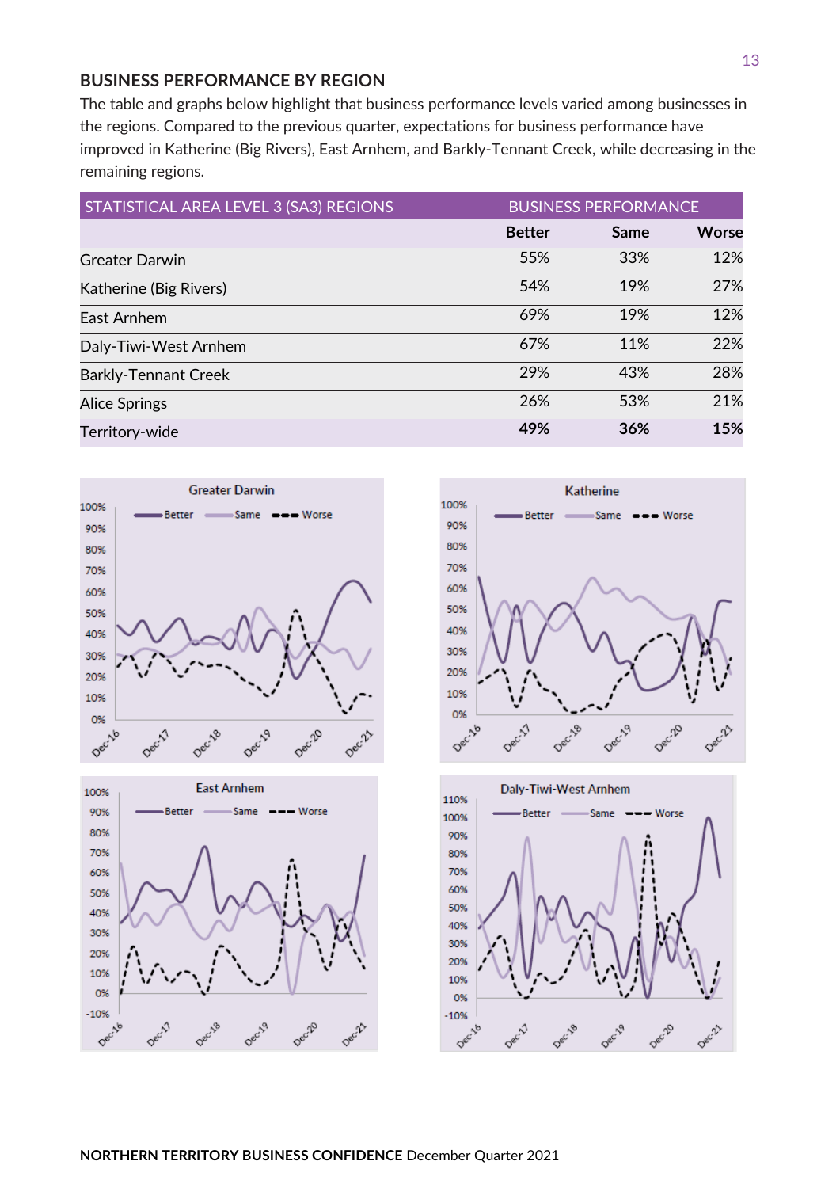## BUSINESS PERFORMANCE BY REGION

The table and graphs below highlight that business performance levels varied among businesses in the regions. Compared to the previous quarter, expectations for business performance have improved in Katherine (Big Rivers), East Arnhem, and Barkly-Tennant Creek, while decreasing in the remaining regions.

| STATISTICAL AREA LEVEL 3 (SA3) REGIONS | BUSINESS PERFORMANCE | | |
|---|---|---|---|
| | Better | Same | Worse |
| Greater Darwin | 55% | 33% | 12% |
| Katherine (Big Rivers) | 54% | 19% | 27% |
| East Arnhem | 69% | 19% | 12% |
| Daly-Tiwi-West Arnhem | 67% | 11% | 22% |
| Barkly-Tennant Creek | 29% | 43% | 28% |
| Alice Springs | 26% | 53% | 21% |
| **Territory-wide** | **49%** | **36%** | **15%** |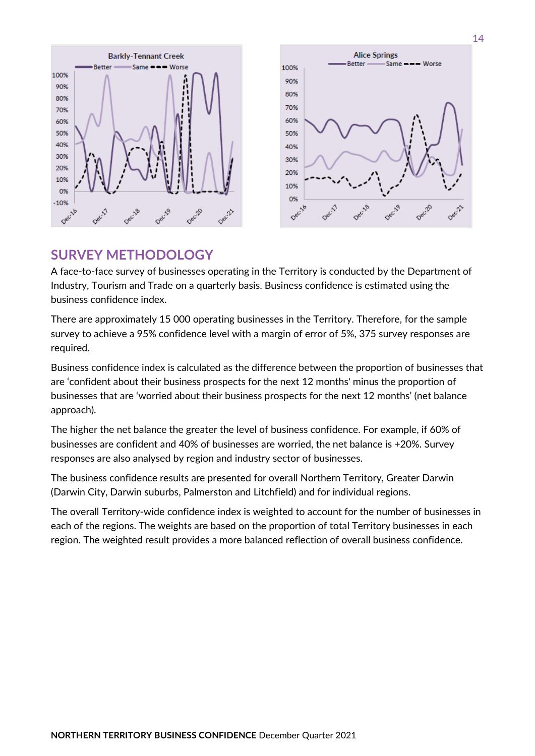## SURVEY METHODOLOGY

A face-to-face survey of businesses operating in the Territory is conducted by the Department of Industry, Tourism and Trade on a quarterly basis. Business confidence is estimated using the business confidence index.

There are approximately 15 000 operating businesses in the Territory. Therefore, for the sample survey to achieve a 95% confidence level with a margin of error of 5%, 375 survey responses are required.

Business confidence index is calculated as the difference between the proportion of businesses that are 'confident about their business prospects for the next 12 months' minus the proportion of businesses that are 'worried about their business prospects for the next 12 months' (net balance approach).

The higher the net balance the greater the level of business confidence. For example, if 60% of businesses are confident and 40% of businesses are worried, the net balance is +20%. Survey responses are also analysed by region and industry sector of businesses.

The business confidence results are presented for overall Northern Territory, Greater Darwin (Darwin City, Darwin suburbs, Palmerston and Litchfield) and for individual regions.

The overall Territory-wide confidence index is weighted to account for the number of businesses in each of the regions. The weights are based on the proportion of total Territory businesses in each region. The weighted result provides a more balanced reflection of overall business confidence.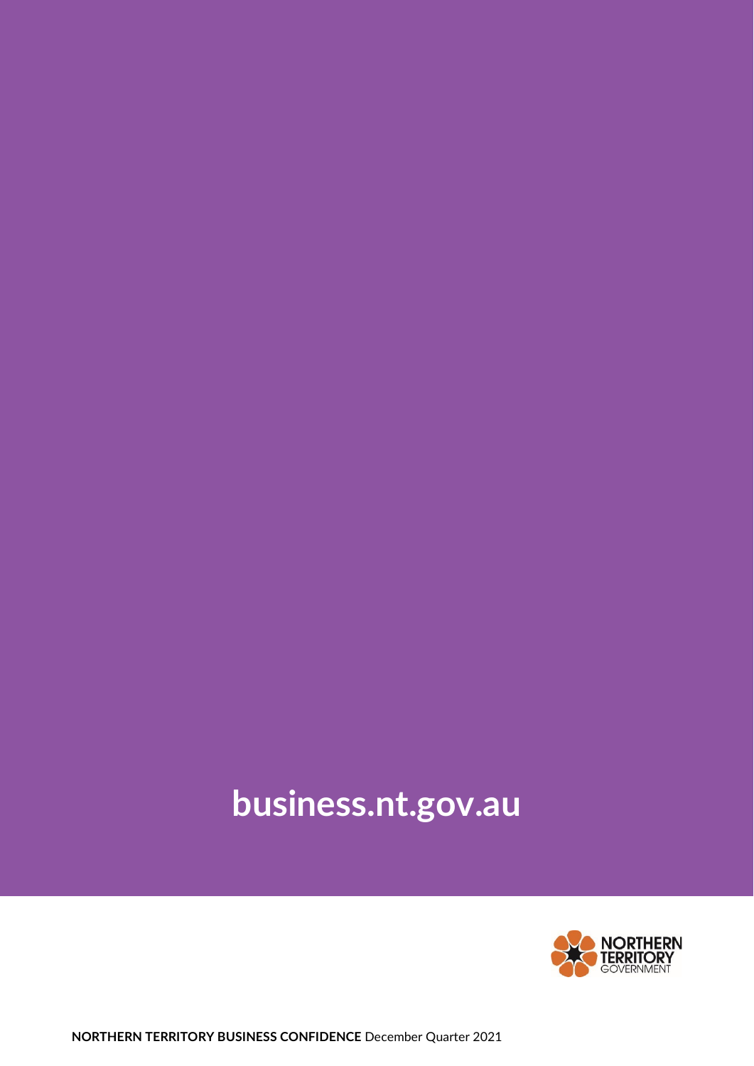**business.nt.gov.au**

NORTHERN TERRITORY GOVERNMENT